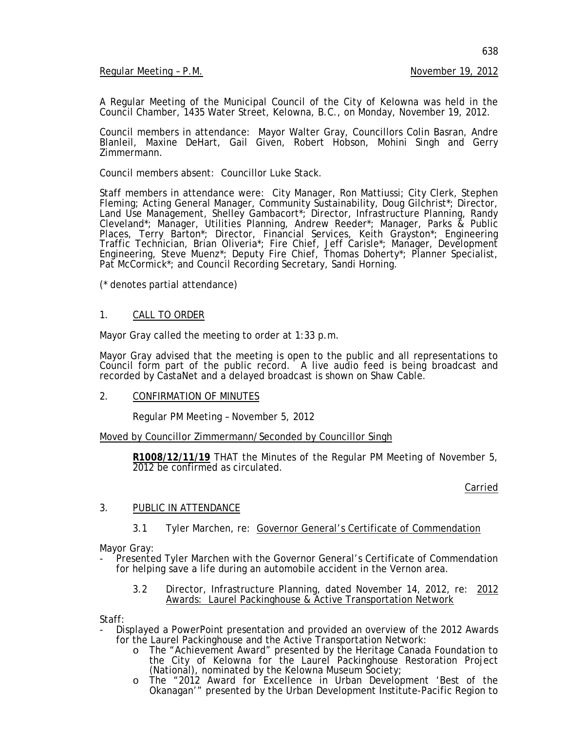Regular Meeting – P.M. November 19, 2012

A Regular Meeting of the Municipal Council of the City of Kelowna was held in the Council Chamber, 1435 Water Street, Kelowna, B.C., on Monday, November 19, 2012.

Council members in attendance: Mayor Walter Gray, Councillors Colin Basran, Andre Blanleil, Maxine DeHart, Gail Given, Robert Hobson, Mohini Singh and Gerry Zimmermann.

Council members absent: Councillor Luke Stack.

Staff members in attendance were: City Manager, Ron Mattiussi; City Clerk, Stephen Fleming; Acting General Manager, Community Sustainability, Doug Gilchrist*; Director, Land Use Management, Shelley Gambacort*; Director, Infrastructure Planning, Randy Cleveland*; Manager, Utilities Planning, Andrew Reeder*; Manager, Parks & Public Places, Terry Barton*; Director, Financial Services, Keith Grayston*; Engineering Traffic Technician, Brian Oliveria*; Fire Chief, Jeff Carisle*; Manager, Development Engineering, Steve Muenz*; Deputy Fire Chief, Thomas Doherty*; Planner Specialist, Pat McCormick*; and Council Recording Secretary, Sandi Horning.

(* denotes partial attendance)

## 1. CALL TO ORDER

Mayor Gray called the meeting to order at 1:33 p.m.

Mayor Gray advised that the meeting is open to the public and all representations to Council form part of the public record. A live audio feed is being broadcast and recorded by CastaNet and a delayed broadcast is shown on Shaw Cable.

## 2. CONFIRMATION OF MINUTES

Regular PM Meeting – November 5, 2012

Moved by Councillor Zimmermann/Seconded by Councillor Singh

> **R1008/12/11/19** THAT the Minutes of the Regular PM Meeting of November 5, 2012 be confirmed as circulated.

Carried

## 3. PUBLIC IN ATTENDANCE

### 3.1 Tyler Marchen, re: Governor General's Certificate of Commendation

Mayor Gray:

- Presented Tyler Marchen with the Governor General's Certificate of Commendation for helping save a life during an automobile accident in the Vernon area.

### 3.2 Director, Infrastructure Planning, dated November 14, 2012, re: 2012 Awards: Laurel Packinghouse & Active Transportation Network

Staff:

- Displayed a PowerPoint presentation and provided an overview of the 2012 Awards for the Laurel Packinghouse and the Active Transportation Network:
  - o The "Achievement Award" presented by the Heritage Canada Foundation to the City of Kelowna for the Laurel Packinghouse Restoration Project (National), nominated by the Kelowna Museum Society;
  - o The "2012 Award for Excellence in Urban Development 'Best of the Okanagan'" presented by the Urban Development Institute-Pacific Region to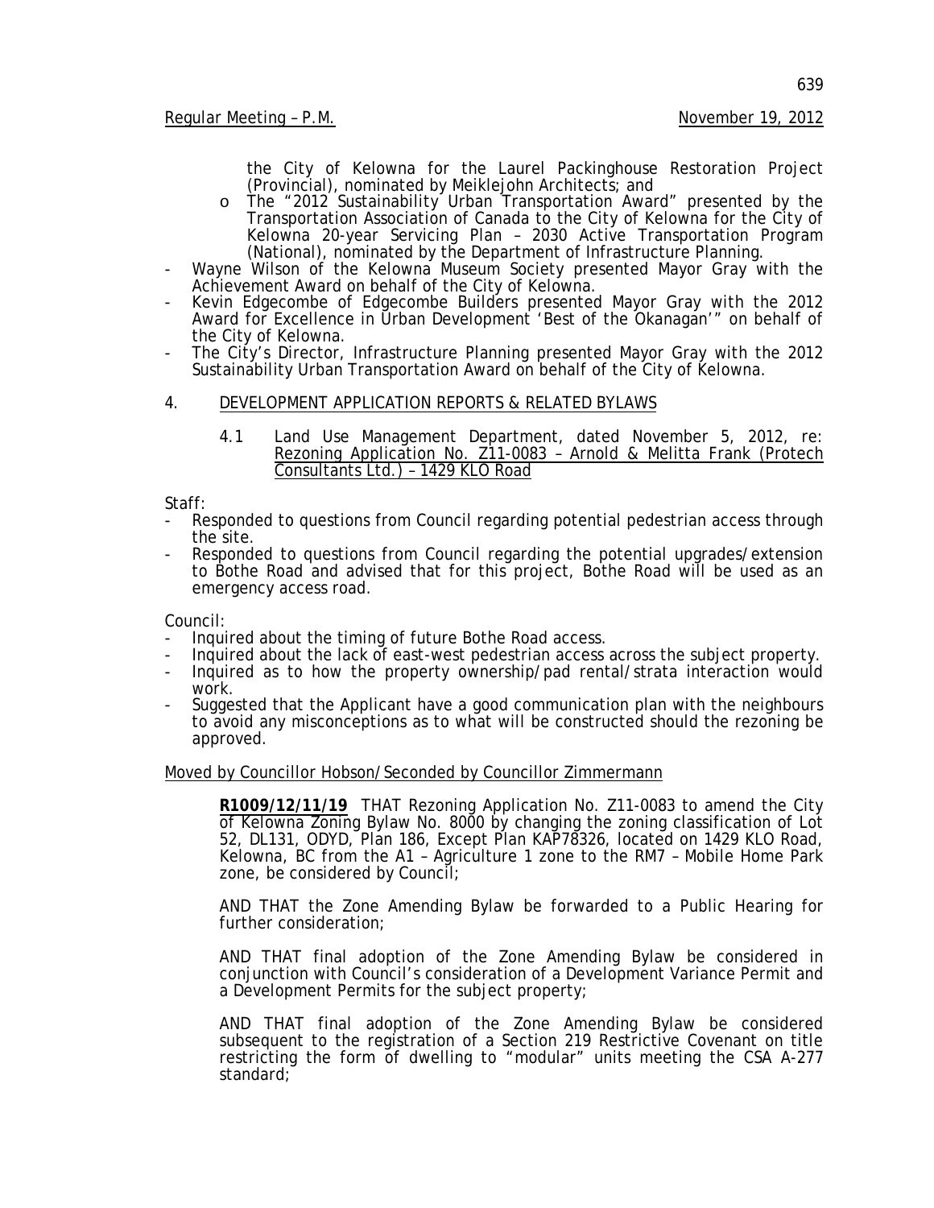the City of Kelowna for the Laurel Packinghouse Restoration Project (Provincial), nominated by Meiklejohn Architects; and

- o The "2012 Sustainability Urban Transportation Award" presented by the Transportation Association of Canada to the City of Kelowna for the City of Kelowna 20-year Servicing Plan – 2030 Active Transportation Program (National), nominated by the Department of Infrastructure Planning.

- Wayne Wilson of the Kelowna Museum Society presented Mayor Gray with the Achievement Award on behalf of the City of Kelowna.
- Kevin Edgecombe of Edgecombe Builders presented Mayor Gray with the 2012 Award for Excellence in Urban Development 'Best of the Okanagan'" on behalf of the City of Kelowna.
- The City's Director, Infrastructure Planning presented Mayor Gray with the 2012 Sustainability Urban Transportation Award on behalf of the City of Kelowna.

## 4. DEVELOPMENT APPLICATION REPORTS & RELATED BYLAWS

4.1 Land Use Management Department, dated November 5, 2012, re: Rezoning Application No. Z11-0083 – Arnold & Melitta Frank (Protech Consultants Ltd.) – 1429 KLO Road

Staff:

- Responded to questions from Council regarding potential pedestrian access through the site.
- Responded to questions from Council regarding the potential upgrades/extension to Bothe Road and advised that for this project, Bothe Road will be used as an emergency access road.

Council:

- Inquired about the timing of future Bothe Road access.
- Inquired about the lack of east-west pedestrian access across the subject property.
- Inquired as to how the property ownership/pad rental/strata interaction would work.
- Suggested that the Applicant have a good communication plan with the neighbours to avoid any misconceptions as to what will be constructed should the rezoning be approved.

Moved by Councillor Hobson/Seconded by Councillor Zimmermann

**R1009/12/11/19** THAT Rezoning Application No. Z11-0083 to amend the City of Kelowna Zoning Bylaw No. 8000 by changing the zoning classification of Lot 52, DL131, ODYD, Plan 186, Except Plan KAP78326, located on 1429 KLO Road, Kelowna, BC from the A1 – Agriculture 1 zone to the RM7 – Mobile Home Park zone, be considered by Council;

AND THAT the Zone Amending Bylaw be forwarded to a Public Hearing for further consideration;

AND THAT final adoption of the Zone Amending Bylaw be considered in conjunction with Council's consideration of a Development Variance Permit and a Development Permits for the subject property;

AND THAT final adoption of the Zone Amending Bylaw be considered subsequent to the registration of a Section 219 Restrictive Covenant on title restricting the form of dwelling to "modular" units meeting the CSA A-277 standard;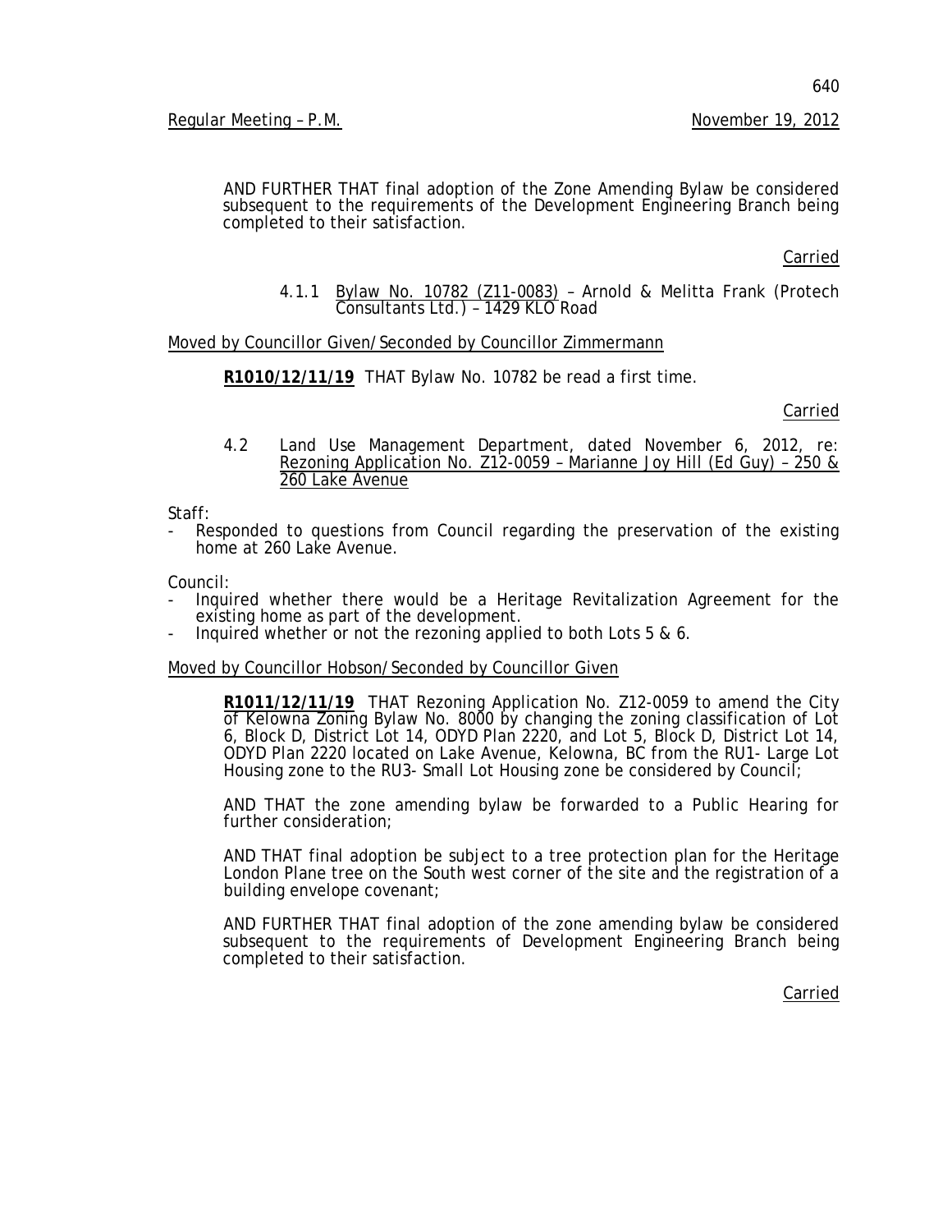AND FURTHER THAT final adoption of the Zone Amending Bylaw be considered subsequent to the requirements of the Development Engineering Branch being completed to their satisfaction.

Carried

4.1.1 Bylaw No. 10782 (Z11-0083) – Arnold & Melitta Frank (Protech Consultants Ltd.) – 1429 KLO Road

Moved by Councillor Given/Seconded by Councillor Zimmermann

**R1010/12/11/19** THAT Bylaw No. 10782 be read a first time.

Carried

4.2 Land Use Management Department, dated November 6, 2012, re: Rezoning Application No. Z12-0059 – Marianne Joy Hill (Ed Guy) – 250 & 260 Lake Avenue

Staff:

- Responded to questions from Council regarding the preservation of the existing home at 260 Lake Avenue.

Council:

- Inquired whether there would be a Heritage Revitalization Agreement for the existing home as part of the development.
- Inquired whether or not the rezoning applied to both Lots 5 & 6.

Moved by Councillor Hobson/Seconded by Councillor Given

**R1011/12/11/19** THAT Rezoning Application No. Z12-0059 to amend the City of Kelowna Zoning Bylaw No. 8000 by changing the zoning classification of Lot 6, Block D, District Lot 14, ODYD Plan 2220, and Lot 5, Block D, District Lot 14, ODYD Plan 2220 located on Lake Avenue, Kelowna, BC from the RU1- Large Lot Housing zone to the RU3- Small Lot Housing zone be considered by Council;

AND THAT the zone amending bylaw be forwarded to a Public Hearing for further consideration;

AND THAT final adoption be subject to a tree protection plan for the Heritage London Plane tree on the South west corner of the site and the registration of a building envelope covenant;

AND FURTHER THAT final adoption of the zone amending bylaw be considered subsequent to the requirements of Development Engineering Branch being completed to their satisfaction.

Carried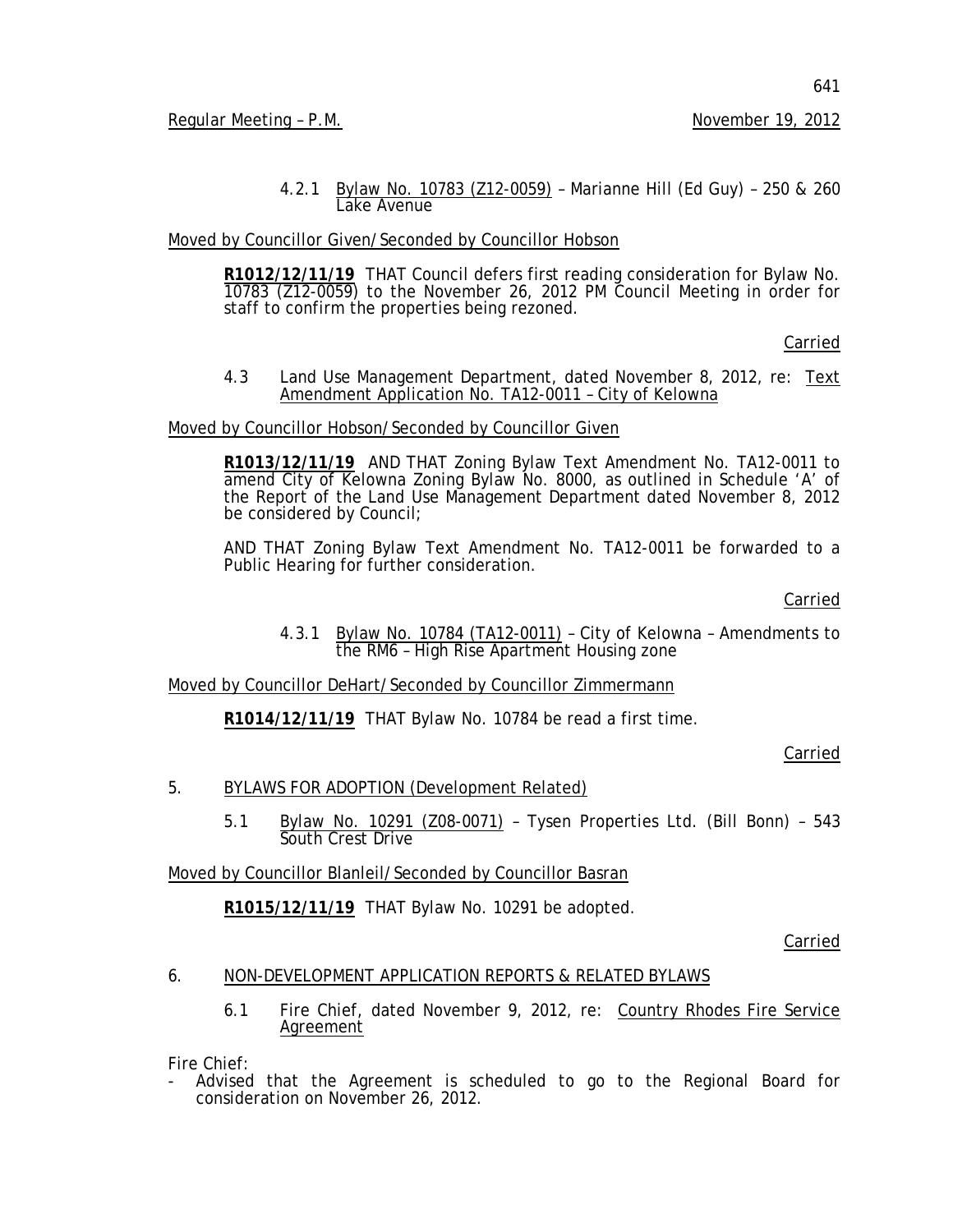4.2.1 Bylaw No. 10783 (Z12-0059) – Marianne Hill (Ed Guy) – 250 & 260 Lake Avenue

Moved by Councillor Given/Seconded by Councillor Hobson

**R1012/12/11/19** THAT Council defers first reading consideration for Bylaw No. 10783 (Z12-0059) to the November 26, 2012 PM Council Meeting in order for staff to confirm the properties being rezoned.

Carried

4.3 Land Use Management Department, dated November 8, 2012, re: Text Amendment Application No. TA12-0011 – City of Kelowna

Moved by Councillor Hobson/Seconded by Councillor Given

**R1013/12/11/19** AND THAT Zoning Bylaw Text Amendment No. TA12-0011 to amend City of Kelowna Zoning Bylaw No. 8000, as outlined in Schedule 'A' of the Report of the Land Use Management Department dated November 8, 2012 be considered by Council;

AND THAT Zoning Bylaw Text Amendment No. TA12-0011 be forwarded to a Public Hearing for further consideration.

Carried

4.3.1 Bylaw No. 10784 (TA12-0011) – City of Kelowna – Amendments to the RM6 – High Rise Apartment Housing zone

Moved by Councillor DeHart/Seconded by Councillor Zimmermann

**R1014/12/11/19** THAT Bylaw No. 10784 be read a first time.

Carried

5. BYLAWS FOR ADOPTION (Development Related)

5.1 Bylaw No. 10291 (Z08-0071) – Tysen Properties Ltd. (Bill Bonn) – 543 South Crest Drive

Moved by Councillor Blanleil/Seconded by Councillor Basran

**R1015/12/11/19** THAT Bylaw No. 10291 be adopted.

Carried

6. NON-DEVELOPMENT APPLICATION REPORTS & RELATED BYLAWS

6.1 Fire Chief, dated November 9, 2012, re: Country Rhodes Fire Service Agreement

Fire Chief:

- Advised that the Agreement is scheduled to go to the Regional Board for consideration on November 26, 2012.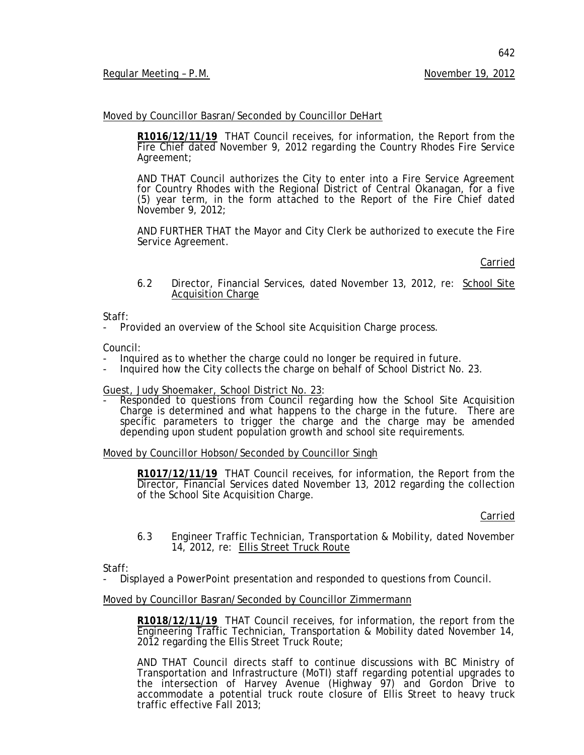Moved by Councillor Basran/Seconded by Councillor DeHart

**R1016/12/11/19** THAT Council receives, for information, the Report from the Fire Chief dated November 9, 2012 regarding the Country Rhodes Fire Service Agreement;

AND THAT Council authorizes the City to enter into a Fire Service Agreement for Country Rhodes with the Regional District of Central Okanagan, for a five (5) year term, in the form attached to the Report of the Fire Chief dated November 9, 2012;

AND FURTHER THAT the Mayor and City Clerk be authorized to execute the Fire Service Agreement.

Carried

6.2 Director, Financial Services, dated November 13, 2012, re: School Site Acquisition Charge

Staff:
- Provided an overview of the School site Acquisition Charge process.

Council:
- Inquired as to whether the charge could no longer be required in future.
- Inquired how the City collects the charge on behalf of School District No. 23.

Guest, Judy Shoemaker, School District No. 23:
- Responded to questions from Council regarding how the School Site Acquisition Charge is determined and what happens to the charge in the future. There are specific parameters to trigger the charge and the charge may be amended depending upon student population growth and school site requirements.

Moved by Councillor Hobson/Seconded by Councillor Singh

**R1017/12/11/19** THAT Council receives, for information, the Report from the Director, Financial Services dated November 13, 2012 regarding the collection of the School Site Acquisition Charge.

Carried

6.3 Engineer Traffic Technician, Transportation & Mobility, dated November 14, 2012, re: Ellis Street Truck Route

Staff:
- Displayed a PowerPoint presentation and responded to questions from Council.

Moved by Councillor Basran/Seconded by Councillor Zimmermann

**R1018/12/11/19** THAT Council receives, for information, the report from the Engineering Traffic Technician, Transportation & Mobility dated November 14, 2012 regarding the Ellis Street Truck Route;

AND THAT Council directs staff to continue discussions with BC Ministry of Transportation and Infrastructure (MoTI) staff regarding potential upgrades to the intersection of Harvey Avenue (Highway 97) and Gordon Drive to accommodate a potential truck route closure of Ellis Street to heavy truck traffic effective Fall 2013;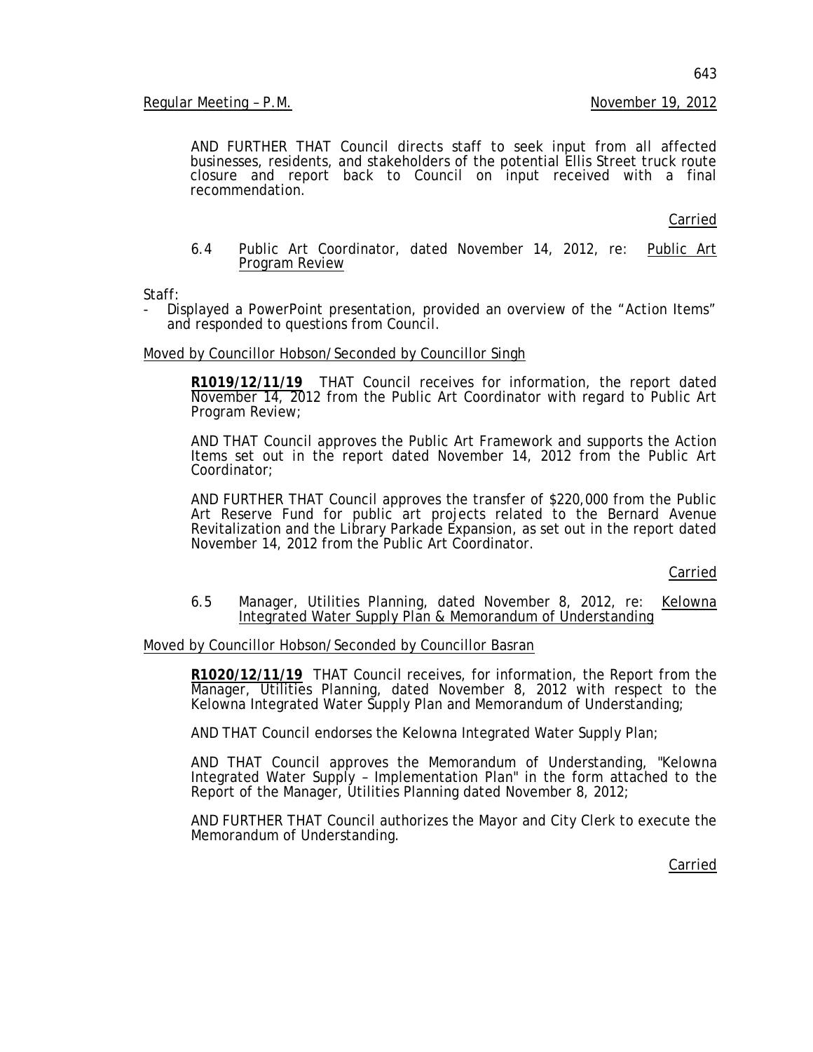AND FURTHER THAT Council directs staff to seek input from all affected businesses, residents, and stakeholders of the potential Ellis Street truck route closure and report back to Council on input received with a final recommendation.

Carried

6.4 Public Art Coordinator, dated November 14, 2012, re: Public Art Program Review

Staff:
- Displayed a PowerPoint presentation, provided an overview of the "Action Items" and responded to questions from Council.

Moved by Councillor Hobson/Seconded by Councillor Singh

**R1019/12/11/19** THAT Council receives for information, the report dated November 14, 2012 from the Public Art Coordinator with regard to Public Art Program Review;

AND THAT Council approves the Public Art Framework and supports the Action Items set out in the report dated November 14, 2012 from the Public Art Coordinator;

AND FURTHER THAT Council approves the transfer of $220,000 from the Public Art Reserve Fund for public art projects related to the Bernard Avenue Revitalization and the Library Parkade Expansion, as set out in the report dated November 14, 2012 from the Public Art Coordinator.

Carried

6.5 Manager, Utilities Planning, dated November 8, 2012, re: Kelowna Integrated Water Supply Plan & Memorandum of Understanding

Moved by Councillor Hobson/Seconded by Councillor Basran

**R1020/12/11/19** THAT Council receives, for information, the Report from the Manager, Utilities Planning, dated November 8, 2012 with respect to the Kelowna Integrated Water Supply Plan and Memorandum of Understanding;

AND THAT Council endorses the Kelowna Integrated Water Supply Plan;

AND THAT Council approves the Memorandum of Understanding, "Kelowna Integrated Water Supply – Implementation Plan" in the form attached to the Report of the Manager, Utilities Planning dated November 8, 2012;

AND FURTHER THAT Council authorizes the Mayor and City Clerk to execute the Memorandum of Understanding.

Carried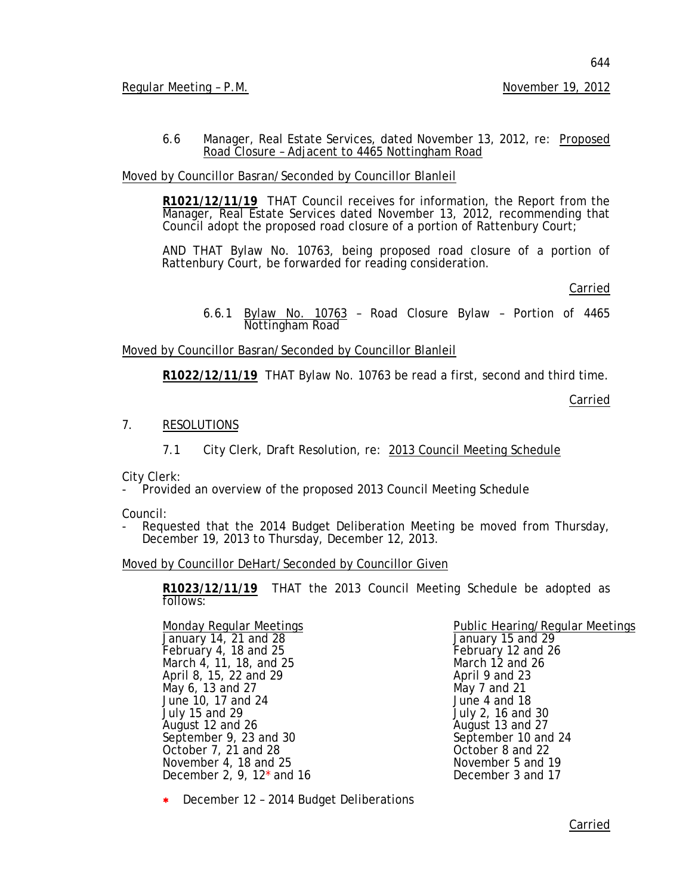Regular Meeting – P.M. November 19, 2012

6.6 Manager, Real Estate Services, dated November 13, 2012, re: Proposed Road Closure – Adjacent to 4465 Nottingham Road

Moved by Councillor Basran/Seconded by Councillor Blanleil

**R1021/12/11/19** THAT Council receives for information, the Report from the Manager, Real Estate Services dated November 13, 2012, recommending that Council adopt the proposed road closure of a portion of Rattenbury Court;

AND THAT Bylaw No. 10763, being proposed road closure of a portion of Rattenbury Court, be forwarded for reading consideration.

Carried

6.6.1 Bylaw No. 10763 – Road Closure Bylaw – Portion of 4465 Nottingham Road

Moved by Councillor Basran/Seconded by Councillor Blanleil

**R1022/12/11/19** THAT Bylaw No. 10763 be read a first, second and third time.

Carried

## 7. RESOLUTIONS

7.1 City Clerk, Draft Resolution, re: 2013 Council Meeting Schedule

City Clerk:
- Provided an overview of the proposed 2013 Council Meeting Schedule

Council:
- Requested that the 2014 Budget Deliberation Meeting be moved from Thursday, December 19, 2013 to Thursday, December 12, 2013.

Moved by Councillor DeHart/Seconded by Councillor Given

**R1023/12/11/19** THAT the 2013 Council Meeting Schedule be adopted as follows:

| Monday Regular Meetings | Public Hearing/Regular Meetings |
|---|---|
| January 14, 21 and 28 | January 15 and 29 |
| February 4, 18 and 25 | February 12 and 26 |
| March 4, 11, 18, and 25 | March 12 and 26 |
| April 8, 15, 22 and 29 | April 9 and 23 |
| May 6, 13 and 27 | May 7 and 21 |
| June 10, 17 and 24 | June 4 and 18 |
| July 15 and 29 | July 2, 16 and 30 |
| August 12 and 26 | August 13 and 27 |
| September 9, 23 and 30 | September 10 and 24 |
| October 7, 21 and 28 | October 8 and 22 |
| November 4, 18 and 25 | November 5 and 19 |
| December 2, 9, 12* and 16 | December 3 and 17 |

* December 12 – 2014 Budget Deliberations

Carried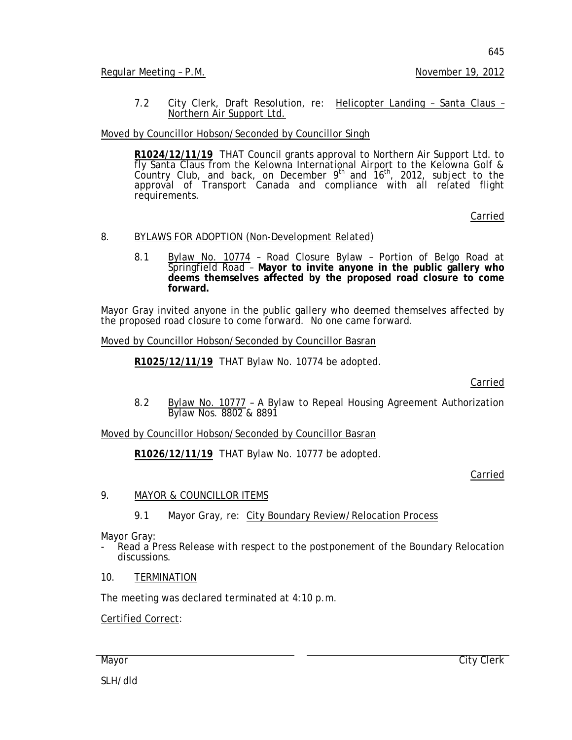7.2 City Clerk, Draft Resolution, re: Helicopter Landing – Santa Claus – Northern Air Support Ltd.

Moved by Councillor Hobson/Seconded by Councillor Singh

**R1024/12/11/19** THAT Council grants approval to Northern Air Support Ltd. to fly Santa Claus from the Kelowna International Airport to the Kelowna Golf & Country Club, and back, on December 9th and 16th, 2012, subject to the approval of Transport Canada and compliance with all related flight requirements.

Carried

## 8. BYLAWS FOR ADOPTION (Non-Development Related)

8.1 Bylaw No. 10774 – Road Closure Bylaw – Portion of Belgo Road at Springfield Road – **Mayor to invite anyone in the public gallery who deems themselves affected by the proposed road closure to come forward.**

Mayor Gray invited anyone in the public gallery who deemed themselves affected by the proposed road closure to come forward. No one came forward.

Moved by Councillor Hobson/Seconded by Councillor Basran

**R1025/12/11/19** THAT Bylaw No. 10774 be adopted.

Carried

8.2 Bylaw No. 10777 – A Bylaw to Repeal Housing Agreement Authorization Bylaw Nos. 8802 & 8891

Moved by Councillor Hobson/Seconded by Councillor Basran

**R1026/12/11/19** THAT Bylaw No. 10777 be adopted.

Carried

## 9. MAYOR & COUNCILLOR ITEMS

9.1 Mayor Gray, re: City Boundary Review/Relocation Process

Mayor Gray:
- Read a Press Release with respect to the postponement of the Boundary Relocation discussions.

## 10. TERMINATION

The meeting was declared terminated at 4:10 p.m.

Certified Correct:

Mayor

City Clerk

SLH/dld